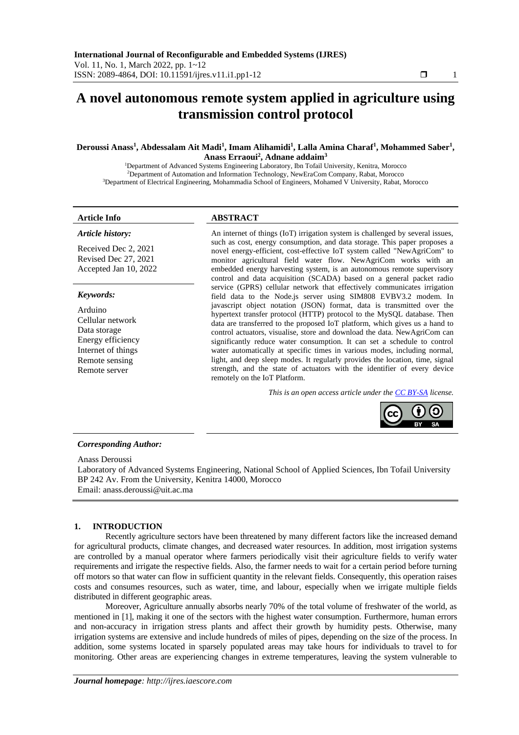# A novel autonomous remote system applied in agriculture using transmission control protocol

**Deroussi Anass[1], Abdessalam Ait Madi[1], Imam Alihamidi[1], Lalla Amina Charaf[1], Mohammed Saber[1], Anass Erraoui[2], Adnane addaim[3]**

[1]Department of Advanced Systems Engineering Laboratory, Ibn Tofail University, Kenitra, Morocco
[2]Department of Automation and Information Technology, NewEraCom Company, Rabat, Morocco
[3]Department of Electrical Engineering, Mohammadia School of Engineers, Mohamed V University, Rabat, Morocco

## Article Info

*Article history:*

Received Dec 2, 2021
Revised Dec 27, 2021
Accepted Jan 10, 2022

*Keywords:*

Arduino
Cellular network
Data storage
Energy efficiency
Internet of things
Remote sensing
Remote server

## ABSTRACT

An internet of things (IoT) irrigation system is challenged by several issues, such as cost, energy consumption, and data storage. This paper proposes a novel energy-efficient, cost-effective IoT system called "NewAgriCom" to monitor agricultural field water flow. NewAgriCom works with an embedded energy harvesting system, is an autonomous remote supervisory control and data acquisition (SCADA) based on a general packet radio service (GPRS) cellular network that effectively communicates irrigation field data to the Node.js server using SIM808 EVBV3.2 modem. In javascript object notation (JSON) format, data is transmitted over the hypertext transfer protocol (HTTP) protocol to the MySQL database. Then data are transferred to the proposed IoT platform, which gives us a hand to control actuators, visualise, store and download the data. NewAgriCom can significantly reduce water consumption. It can set a schedule to control water automatically at specific times in various modes, including normal, light, and deep sleep modes. It regularly provides the location, time, signal strength, and the state of actuators with the identifier of every device remotely on the IoT Platform.

*This is an open access article under the CC BY-SA license.*

***Corresponding Author:***

Anass Deroussi
Laboratory of Advanced Systems Engineering, National School of Applied Sciences, Ibn Tofail University
BP 242 Av. From the University, Kenitra 14000, Morocco
Email: anass.deroussi@uit.ac.ma

## 1. INTRODUCTION

Recently agriculture sectors have been threatened by many different factors like the increased demand for agricultural products, climate changes, and decreased water resources. In addition, most irrigation systems are controlled by a manual operator where farmers periodically visit their agriculture fields to verify water requirements and irrigate the respective fields. Also, the farmer needs to wait for a certain period before turning off motors so that water can flow in sufficient quantity in the relevant fields. Consequently, this operation raises costs and consumes resources, such as water, time, and labour, especially when we irrigate multiple fields distributed in different geographic areas.

Moreover, Agriculture annually absorbs nearly 70% of the total volume of freshwater of the world, as mentioned in [1], making it one of the sectors with the highest water consumption. Furthermore, human errors and non-accuracy in irrigation stress plants and affect their growth by humidity pests. Otherwise, many irrigation systems are extensive and include hundreds of miles of pipes, depending on the size of the process. In addition, some systems located in sparsely populated areas may take hours for individuals to travel to for monitoring. Other areas are experiencing changes in extreme temperatures, leaving the system vulnerable to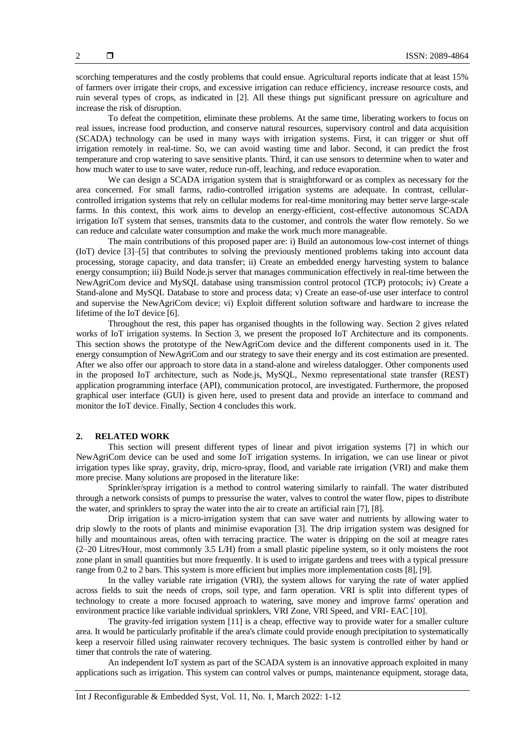scorching temperatures and the costly problems that could ensue. Agricultural reports indicate that at least 15% of farmers over irrigate their crops, and excessive irrigation can reduce efficiency, increase resource costs, and ruin several types of crops, as indicated in [2]. All these things put significant pressure on agriculture and increase the risk of disruption.

To defeat the competition, eliminate these problems. At the same time, liberating workers to focus on real issues, increase food production, and conserve natural resources, supervisory control and data acquisition (SCADA) technology can be used in many ways with irrigation systems. First, it can trigger or shut off irrigation remotely in real-time. So, we can avoid wasting time and labor. Second, it can predict the frost temperature and crop watering to save sensitive plants. Third, it can use sensors to determine when to water and how much water to use to save water, reduce run-off, leaching, and reduce evaporation.

We can design a SCADA irrigation system that is straightforward or as complex as necessary for the area concerned. For small farms, radio-controlled irrigation systems are adequate. In contrast, cellular-controlled irrigation systems that rely on cellular modems for real-time monitoring may better serve large-scale farms. In this context, this work aims to develop an energy-efficient, cost-effective autonomous SCADA irrigation IoT system that senses, transmits data to the customer, and controls the water flow remotely. So we can reduce and calculate water consumption and make the work much more manageable.

The main contributions of this proposed paper are: i) Build an autonomous low-cost internet of things (IoT) device [3]–[5] that contributes to solving the previously mentioned problems taking into account data processing, storage capacity, and data transfer; ii) Create an embedded energy harvesting system to balance energy consumption; iii) Build Node.js server that manages communication effectively in real-time between the NewAgriCom device and MySQL database using transmission control protocol (TCP) protocols; iv) Create a Stand-alone and MySQL Database to store and process data; v) Create an ease-of-use user interface to control and supervise the NewAgriCom device; vi) Exploit different solution software and hardware to increase the lifetime of the IoT device [6].

Throughout the rest, this paper has organised thoughts in the following way. Section 2 gives related works of IoT irrigation systems. In Section 3, we present the proposed IoT Architecture and its components. This section shows the prototype of the NewAgriCom device and the different components used in it. The energy consumption of NewAgriCom and our strategy to save their energy and its cost estimation are presented. After we also offer our approach to store data in a stand-alone and wireless datalogger. Other components used in the proposed IoT architecture, such as Node.js, MySQL, Nexmo representational state transfer (REST) application programming interface (API), communication protocol, are investigated. Furthermore, the proposed graphical user interface (GUI) is given here, used to present data and provide an interface to command and monitor the IoT device. Finally, Section 4 concludes this work.

## 2. RELATED WORK

This section will present different types of linear and pivot irrigation systems [7] in which our NewAgriCom device can be used and some IoT irrigation systems. In irrigation, we can use linear or pivot irrigation types like spray, gravity, drip, micro-spray, flood, and variable rate irrigation (VRI) and make them more precise. Many solutions are proposed in the literature like:

Sprinkler/spray irrigation is a method to control watering similarly to rainfall. The water distributed through a network consists of pumps to pressurise the water, valves to control the water flow, pipes to distribute the water, and sprinklers to spray the water into the air to create an artificial rain [7], [8].

Drip irrigation is a micro-irrigation system that can save water and nutrients by allowing water to drip slowly to the roots of plants and minimise evaporation [3]. The drip irrigation system was designed for hilly and mountainous areas, often with terracing practice. The water is dripping on the soil at meagre rates (2–20 Litres/Hour, most commonly 3.5 L/H) from a small plastic pipeline system, so it only moistens the root zone plant in small quantities but more frequently. It is used to irrigate gardens and trees with a typical pressure range from 0.2 to 2 bars. This system is more efficient but implies more implementation costs [8], [9].

In the valley variable rate irrigation (VRI), the system allows for varying the rate of water applied across fields to suit the needs of crops, soil type, and farm operation. VRI is split into different types of technology to create a more focused approach to watering, save money and improve farms' operation and environment practice like variable individual sprinklers, VRI Zone, VRI Speed, and VRI- EAC [10].

The gravity-fed irrigation system [11] is a cheap, effective way to provide water for a smaller culture area. It would be particularly profitable if the area's climate could provide enough precipitation to systematically keep a reservoir filled using rainwater recovery techniques. The basic system is controlled either by hand or timer that controls the rate of watering.

An independent IoT system as part of the SCADA system is an innovative approach exploited in many applications such as irrigation. This system can control valves or pumps, maintenance equipment, storage data,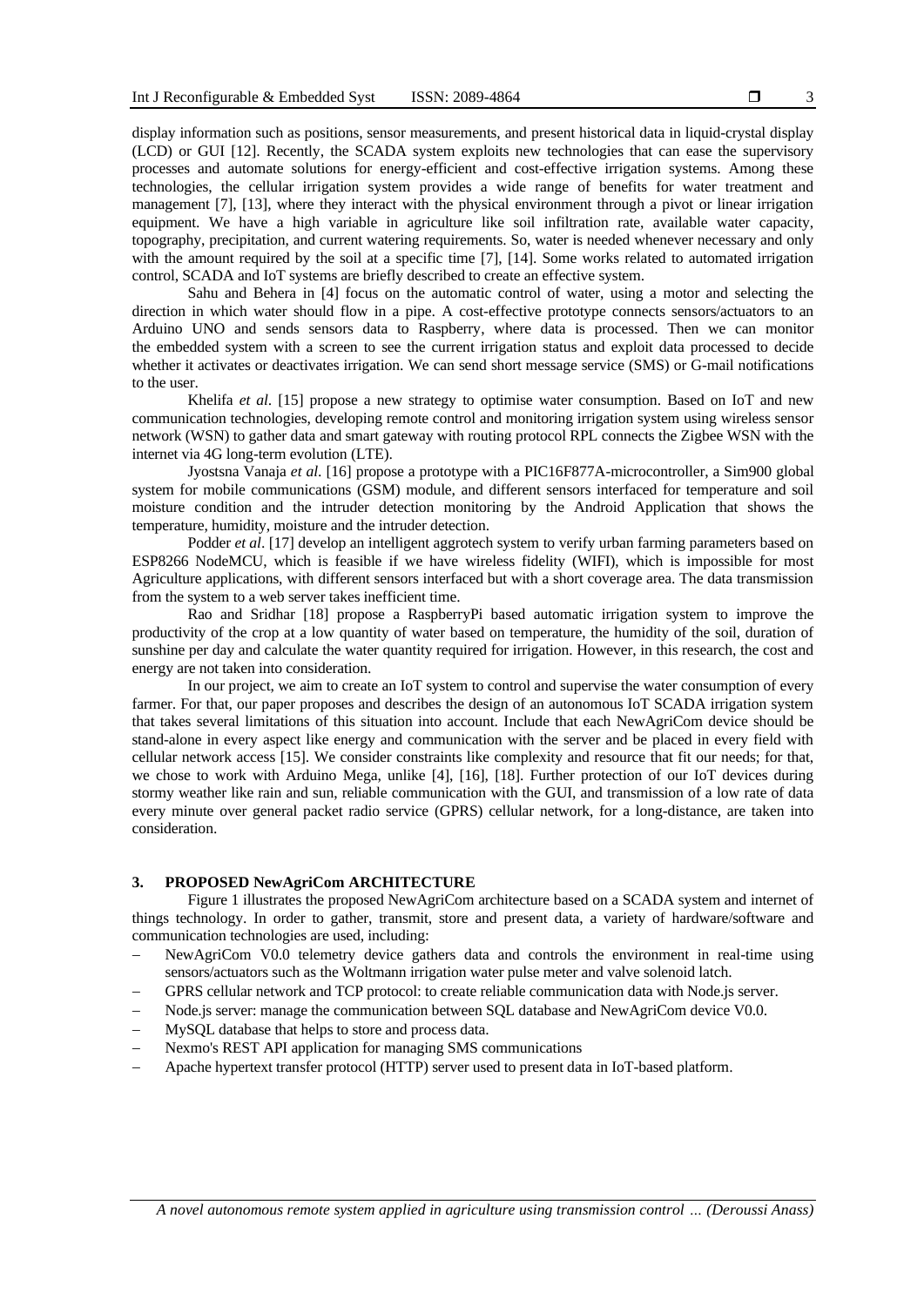display information such as positions, sensor measurements, and present historical data in liquid-crystal display (LCD) or GUI [12]. Recently, the SCADA system exploits new technologies that can ease the supervisory processes and automate solutions for energy-efficient and cost-effective irrigation systems. Among these technologies, the cellular irrigation system provides a wide range of benefits for water treatment and management [7], [13], where they interact with the physical environment through a pivot or linear irrigation equipment. We have a high variable in agriculture like soil infiltration rate, available water capacity, topography, precipitation, and current watering requirements. So, water is needed whenever necessary and only with the amount required by the soil at a specific time [7], [14]. Some works related to automated irrigation control, SCADA and IoT systems are briefly described to create an effective system.

Sahu and Behera in [4] focus on the automatic control of water, using a motor and selecting the direction in which water should flow in a pipe. A cost-effective prototype connects sensors/actuators to an Arduino UNO and sends sensors data to Raspberry, where data is processed. Then we can monitor the embedded system with a screen to see the current irrigation status and exploit data processed to decide whether it activates or deactivates irrigation. We can send short message service (SMS) or G-mail notifications to the user.

Khelifa *et al*. [15] propose a new strategy to optimise water consumption. Based on IoT and new communication technologies, developing remote control and monitoring irrigation system using wireless sensor network (WSN) to gather data and smart gateway with routing protocol RPL connects the Zigbee WSN with the internet via 4G long-term evolution (LTE).

Jyostsna Vanaja *et al*. [16] propose a prototype with a PIC16F877A-microcontroller, a Sim900 global system for mobile communications (GSM) module, and different sensors interfaced for temperature and soil moisture condition and the intruder detection monitoring by the Android Application that shows the temperature, humidity, moisture and the intruder detection.

Podder *et al*. [17] develop an intelligent aggrotech system to verify urban farming parameters based on ESP8266 NodeMCU, which is feasible if we have wireless fidelity (WIFI), which is impossible for most Agriculture applications, with different sensors interfaced but with a short coverage area. The data transmission from the system to a web server takes inefficient time.

Rao and Sridhar [18] propose a RaspberryPi based automatic irrigation system to improve the productivity of the crop at a low quantity of water based on temperature, the humidity of the soil, duration of sunshine per day and calculate the water quantity required for irrigation. However, in this research, the cost and energy are not taken into consideration.

In our project, we aim to create an IoT system to control and supervise the water consumption of every farmer. For that, our paper proposes and describes the design of an autonomous IoT SCADA irrigation system that takes several limitations of this situation into account. Include that each NewAgriCom device should be stand-alone in every aspect like energy and communication with the server and be placed in every field with cellular network access [15]. We consider constraints like complexity and resource that fit our needs; for that, we chose to work with Arduino Mega, unlike [4], [16], [18]. Further protection of our IoT devices during stormy weather like rain and sun, reliable communication with the GUI, and transmission of a low rate of data every minute over general packet radio service (GPRS) cellular network, for a long-distance, are taken into consideration.

## 3. PROPOSED NewAgriCom ARCHITECTURE

Figure 1 illustrates the proposed NewAgriCom architecture based on a SCADA system and internet of things technology. In order to gather, transmit, store and present data, a variety of hardware/software and communication technologies are used, including:

- NewAgriCom V0.0 telemetry device gathers data and controls the environment in real-time using sensors/actuators such as the Woltmann irrigation water pulse meter and valve solenoid latch.
- GPRS cellular network and TCP protocol: to create reliable communication data with Node.js server.
- Node.js server: manage the communication between SQL database and NewAgriCom device V0.0.
- MySQL database that helps to store and process data.
- Nexmo's REST API application for managing SMS communications
- Apache hypertext transfer protocol (HTTP) server used to present data in IoT-based platform.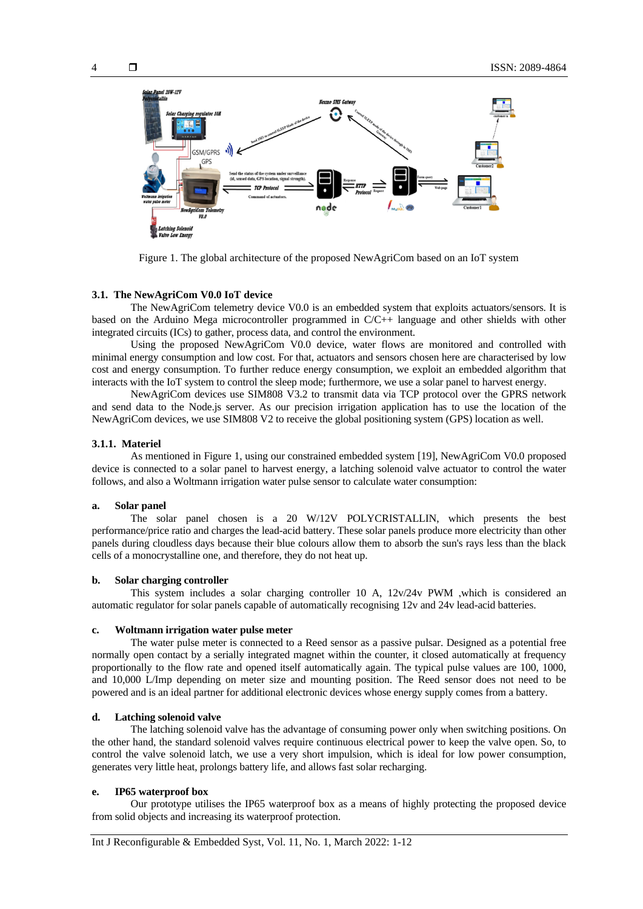Figure 1. The global architecture of the proposed NewAgriCom based on an IoT system

### 3.1. The NewAgriCom V0.0 IoT device

The NewAgriCom telemetry device V0.0 is an embedded system that exploits actuators/sensors. It is based on the Arduino Mega microcontroller programmed in C/C++ language and other shields with other integrated circuits (ICs) to gather, process data, and control the environment.

Using the proposed NewAgriCom V0.0 device, water flows are monitored and controlled with minimal energy consumption and low cost. For that, actuators and sensors chosen here are characterised by low cost and energy consumption. To further reduce energy consumption, we exploit an embedded algorithm that interacts with the IoT system to control the sleep mode; furthermore, we use a solar panel to harvest energy.

NewAgriCom devices use SIM808 V3.2 to transmit data via TCP protocol over the GPRS network and send data to the Node.js server. As our precision irrigation application has to use the location of the NewAgriCom devices, we use SIM808 V2 to receive the global positioning system (GPS) location as well.

#### 3.1.1. Materiel

As mentioned in Figure 1, using our constrained embedded system [19], NewAgriCom V0.0 proposed device is connected to a solar panel to harvest energy, a latching solenoid valve actuator to control the water follows, and also a Woltmann irrigation water pulse sensor to calculate water consumption:

**a. Solar panel**

The solar panel chosen is a 20 W/12V POLYCRISTALLIN, which presents the best performance/price ratio and charges the lead-acid battery. These solar panels produce more electricity than other panels during cloudless days because their blue colours allow them to absorb the sun's rays less than the black cells of a monocrystalline one, and therefore, they do not heat up.

**b. Solar charging controller**

This system includes a solar charging controller 10 A, 12v/24v PWM ,which is considered an automatic regulator for solar panels capable of automatically recognising 12v and 24v lead-acid batteries.

**c. Woltmann irrigation water pulse meter**

The water pulse meter is connected to a Reed sensor as a passive pulsar. Designed as a potential free normally open contact by a serially integrated magnet within the counter, it closed automatically at frequency proportionally to the flow rate and opened itself automatically again. The typical pulse values are 100, 1000, and 10,000 L/Imp depending on meter size and mounting position. The Reed sensor does not need to be powered and is an ideal partner for additional electronic devices whose energy supply comes from a battery.

**d. Latching solenoid valve**

The latching solenoid valve has the advantage of consuming power only when switching positions. On the other hand, the standard solenoid valves require continuous electrical power to keep the valve open. So, to control the valve solenoid latch, we use a very short impulsion, which is ideal for low power consumption, generates very little heat, prolongs battery life, and allows fast solar recharging.

**e. IP65 waterproof box**

Our prototype utilises the IP65 waterproof box as a means of highly protecting the proposed device from solid objects and increasing its waterproof protection.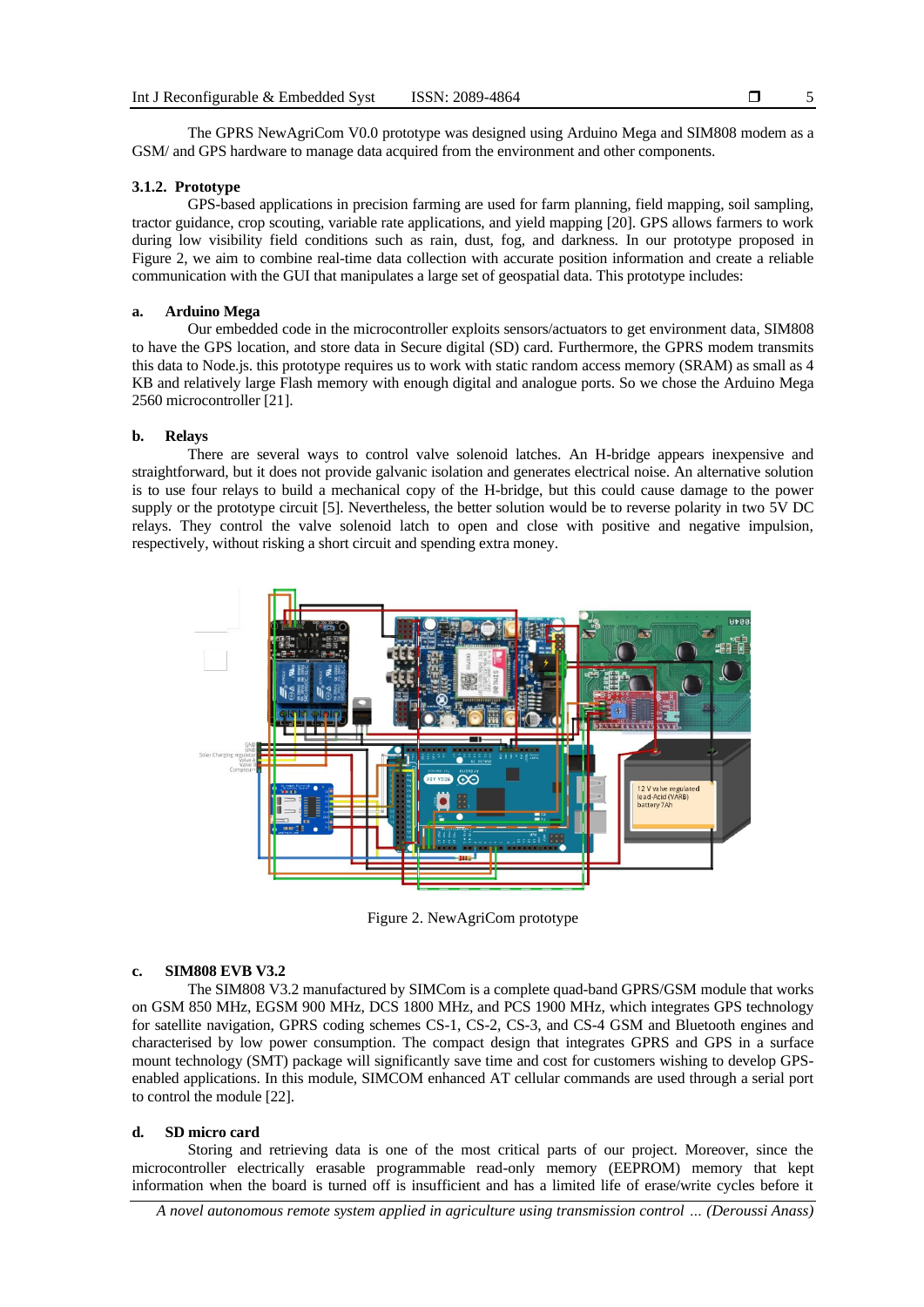The GPRS NewAgriCom V0.0 prototype was designed using Arduino Mega and SIM808 modem as a GSM/ and GPS hardware to manage data acquired from the environment and other components.

### 3.1.2. Prototype

GPS-based applications in precision farming are used for farm planning, field mapping, soil sampling, tractor guidance, crop scouting, variable rate applications, and yield mapping [20]. GPS allows farmers to work during low visibility field conditions such as rain, dust, fog, and darkness. In our prototype proposed in Figure 2, we aim to combine real-time data collection with accurate position information and create a reliable communication with the GUI that manipulates a large set of geospatial data. This prototype includes:

**a. Arduino Mega**

Our embedded code in the microcontroller exploits sensors/actuators to get environment data, SIM808 to have the GPS location, and store data in Secure digital (SD) card. Furthermore, the GPRS modem transmits this data to Node.js. this prototype requires us to work with static random access memory (SRAM) as small as 4 KB and relatively large Flash memory with enough digital and analogue ports. So we chose the Arduino Mega 2560 microcontroller [21].

**b. Relays**

There are several ways to control valve solenoid latches. An H-bridge appears inexpensive and straightforward, but it does not provide galvanic isolation and generates electrical noise. An alternative solution is to use four relays to build a mechanical copy of the H-bridge, but this could cause damage to the power supply or the prototype circuit [5]. Nevertheless, the better solution would be to reverse polarity in two 5V DC relays. They control the valve solenoid latch to open and close with positive and negative impulsion, respectively, without risking a short circuit and spending extra money.

Figure 2. NewAgriCom prototype

**c. SIM808 EVB V3.2**

The SIM808 V3.2 manufactured by SIMCom is a complete quad-band GPRS/GSM module that works on GSM 850 MHz, EGSM 900 MHz, DCS 1800 MHz, and PCS 1900 MHz, which integrates GPS technology for satellite navigation, GPRS coding schemes CS-1, CS-2, CS-3, and CS-4 GSM and Bluetooth engines and characterised by low power consumption. The compact design that integrates GPRS and GPS in a surface mount technology (SMT) package will significantly save time and cost for customers wishing to develop GPS-enabled applications. In this module, SIMCOM enhanced AT cellular commands are used through a serial port to control the module [22].

**d. SD micro card**

Storing and retrieving data is one of the most critical parts of our project. Moreover, since the microcontroller electrically erasable programmable read-only memory (EEPROM) memory that kept information when the board is turned off is insufficient and has a limited life of erase/write cycles before it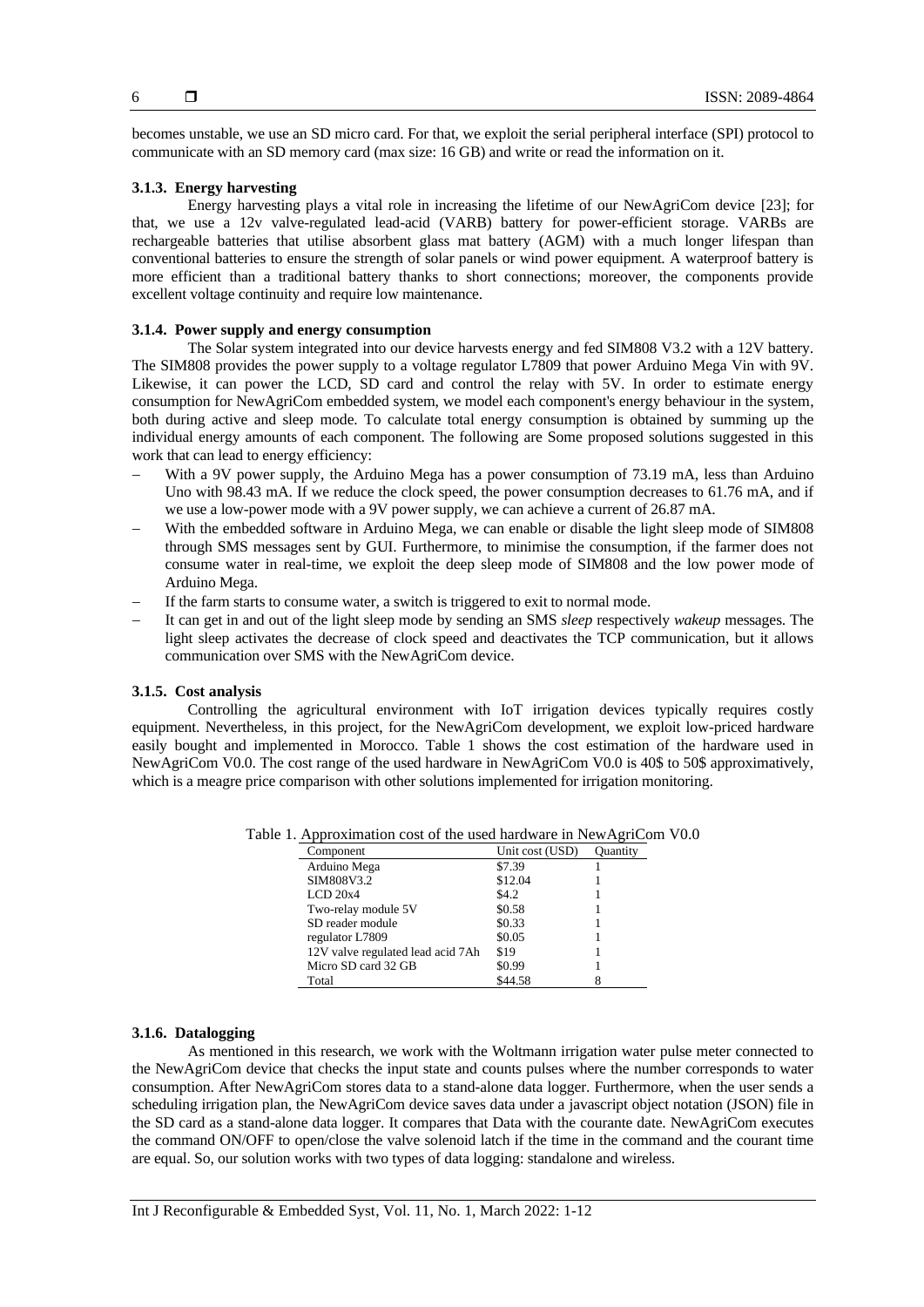becomes unstable, we use an SD micro card. For that, we exploit the serial peripheral interface (SPI) protocol to communicate with an SD memory card (max size: 16 GB) and write or read the information on it.

### 3.1.3. Energy harvesting

Energy harvesting plays a vital role in increasing the lifetime of our NewAgriCom device [23]; for that, we use a 12v valve-regulated lead-acid (VARB) battery for power-efficient storage. VARBs are rechargeable batteries that utilise absorbent glass mat battery (AGM) with a much longer lifespan than conventional batteries to ensure the strength of solar panels or wind power equipment. A waterproof battery is more efficient than a traditional battery thanks to short connections; moreover, the components provide excellent voltage continuity and require low maintenance.

### 3.1.4. Power supply and energy consumption

The Solar system integrated into our device harvests energy and fed SIM808 V3.2 with a 12V battery. The SIM808 provides the power supply to a voltage regulator L7809 that power Arduino Mega Vin with 9V. Likewise, it can power the LCD, SD card and control the relay with 5V. In order to estimate energy consumption for NewAgriCom embedded system, we model each component's energy behaviour in the system, both during active and sleep mode. To calculate total energy consumption is obtained by summing up the individual energy amounts of each component. The following are Some proposed solutions suggested in this work that can lead to energy efficiency:

- With a 9V power supply, the Arduino Mega has a power consumption of 73.19 mA, less than Arduino Uno with 98.43 mA. If we reduce the clock speed, the power consumption decreases to 61.76 mA, and if we use a low-power mode with a 9V power supply, we can achieve a current of 26.87 mA.
- With the embedded software in Arduino Mega, we can enable or disable the light sleep mode of SIM808 through SMS messages sent by GUI. Furthermore, to minimise the consumption, if the farmer does not consume water in real-time, we exploit the deep sleep mode of SIM808 and the low power mode of Arduino Mega.
- If the farm starts to consume water, a switch is triggered to exit to normal mode.
- It can get in and out of the light sleep mode by sending an SMS *sleep* respectively *wakeup* messages. The light sleep activates the decrease of clock speed and deactivates the TCP communication, but it allows communication over SMS with the NewAgriCom device.

### 3.1.5. Cost analysis

Controlling the agricultural environment with IoT irrigation devices typically requires costly equipment. Nevertheless, in this project, for the NewAgriCom development, we exploit low-priced hardware easily bought and implemented in Morocco. Table 1 shows the cost estimation of the hardware used in NewAgriCom V0.0. The cost range of the used hardware in NewAgriCom V0.0 is 40$ to 50$ approximatively, which is a meagre price comparison with other solutions implemented for irrigation monitoring.

Table 1. Approximation cost of the used hardware in NewAgriCom V0.0

| Component | Unit cost (USD) | Quantity |
|---|---|---|
| Arduino Mega | $7.39 | 1 |
| SIM808V3.2 | $12.04 | 1 |
| LCD 20x4 | $4.2 | 1 |
| Two-relay module 5V | $0.58 | 1 |
| SD reader module | $0.33 | 1 |
| regulator L7809 | $0.05 | 1 |
| 12V valve regulated lead acid 7Ah | $19 | 1 |
| Micro SD card 32 GB | $0.99 | 1 |
| Total | $44.58 | 8 |

### 3.1.6. Datalogging

As mentioned in this research, we work with the Woltmann irrigation water pulse meter connected to the NewAgriCom device that checks the input state and counts pulses where the number corresponds to water consumption. After NewAgriCom stores data to a stand-alone data logger. Furthermore, when the user sends a scheduling irrigation plan, the NewAgriCom device saves data under a javascript object notation (JSON) file in the SD card as a stand-alone data logger. It compares that Data with the courante date. NewAgriCom executes the command ON/OFF to open/close the valve solenoid latch if the time in the command and the courant time are equal. So, our solution works with two types of data logging: standalone and wireless.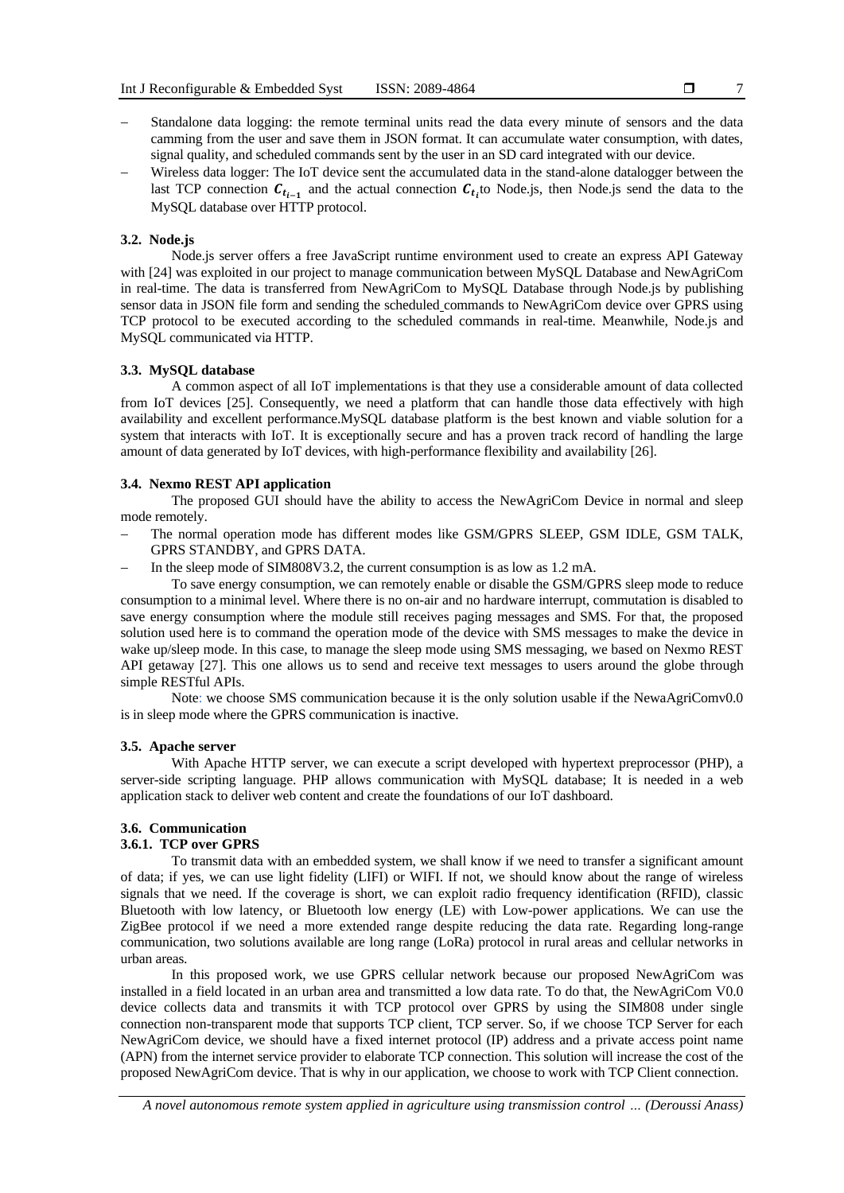- Standalone data logging: the remote terminal units read the data every minute of sensors and the data camming from the user and save them in JSON format. It can accumulate water consumption, with dates, signal quality, and scheduled commands sent by the user in an SD card integrated with our device.
- Wireless data logger: The IoT device sent the accumulated data in the stand-alone datalogger between the last TCP connection $\boldsymbol{C}_{t_{i-1}}$ and the actual connection $\boldsymbol{C}_{t_i}$to Node.js, then Node.js send the data to the MySQL database over HTTP protocol.

### 3.2. Node.js

Node.js server offers a free JavaScript runtime environment used to create an express API Gateway with [24] was exploited in our project to manage communication between MySQL Database and NewAgriCom in real-time. The data is transferred from NewAgriCom to MySQL Database through Node.js by publishing sensor data in JSON file form and sending the scheduled commands to NewAgriCom device over GPRS using TCP protocol to be executed according to the scheduled commands in real-time. Meanwhile, Node.js and MySQL communicated via HTTP.

### 3.3. MySQL database

A common aspect of all IoT implementations is that they use a considerable amount of data collected from IoT devices [25]. Consequently, we need a platform that can handle those data effectively with high availability and excellent performance.MySQL database platform is the best known and viable solution for a system that interacts with IoT. It is exceptionally secure and has a proven track record of handling the large amount of data generated by IoT devices, with high-performance flexibility and availability [26].

### 3.4. Nexmo REST API application

The proposed GUI should have the ability to access the NewAgriCom Device in normal and sleep mode remotely.

- The normal operation mode has different modes like GSM/GPRS SLEEP, GSM IDLE, GSM TALK, GPRS STANDBY, and GPRS DATA.
- In the sleep mode of SIM808V3.2, the current consumption is as low as 1.2 mA.

To save energy consumption, we can remotely enable or disable the GSM/GPRS sleep mode to reduce consumption to a minimal level. Where there is no on-air and no hardware interrupt, commutation is disabled to save energy consumption where the module still receives paging messages and SMS. For that, the proposed solution used here is to command the operation mode of the device with SMS messages to make the device in wake up/sleep mode. In this case, to manage the sleep mode using SMS messaging, we based on Nexmo REST API getaway [27]. This one allows us to send and receive text messages to users around the globe through simple RESTful APIs.

Note: we choose SMS communication because it is the only solution usable if the NewaAgriComv0.0 is in sleep mode where the GPRS communication is inactive.

### 3.5. Apache server

With Apache HTTP server, we can execute a script developed with hypertext preprocessor (PHP), a server-side scripting language. PHP allows communication with MySQL database; It is needed in a web application stack to deliver web content and create the foundations of our IoT dashboard.

### 3.6. Communication

#### 3.6.1. TCP over GPRS

To transmit data with an embedded system, we shall know if we need to transfer a significant amount of data; if yes, we can use light fidelity (LIFI) or WIFI. If not, we should know about the range of wireless signals that we need. If the coverage is short, we can exploit radio frequency identification (RFID), classic Bluetooth with low latency, or Bluetooth low energy (LE) with Low-power applications. We can use the ZigBee protocol if we need a more extended range despite reducing the data rate. Regarding long-range communication, two solutions available are long range (LoRa) protocol in rural areas and cellular networks in urban areas.

In this proposed work, we use GPRS cellular network because our proposed NewAgriCom was installed in a field located in an urban area and transmitted a low data rate. To do that, the NewAgriCom V0.0 device collects data and transmits it with TCP protocol over GPRS by using the SIM808 under single connection non-transparent mode that supports TCP client, TCP server. So, if we choose TCP Server for each NewAgriCom device, we should have a fixed internet protocol (IP) address and a private access point name (APN) from the internet service provider to elaborate TCP connection. This solution will increase the cost of the proposed NewAgriCom device. That is why in our application, we choose to work with TCP Client connection.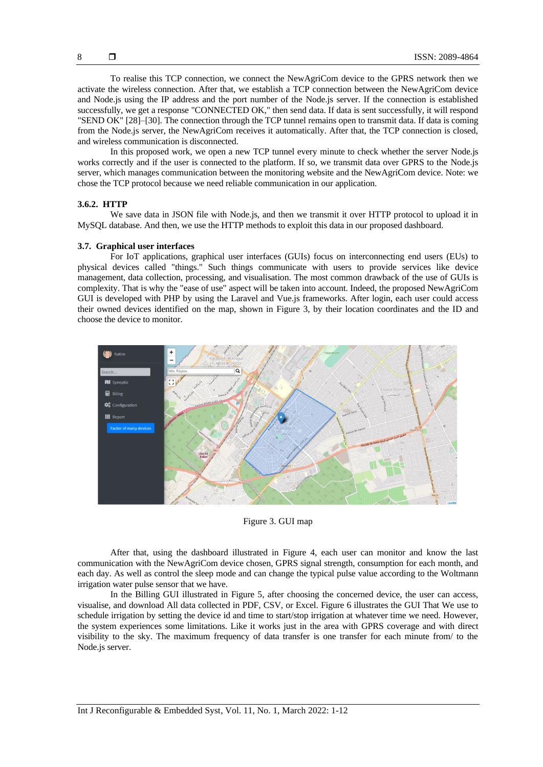To realise this TCP connection, we connect the NewAgriCom device to the GPRS network then we activate the wireless connection. After that, we establish a TCP connection between the NewAgriCom device and Node.js using the IP address and the port number of the Node.js server. If the connection is established successfully, we get a response "CONNECTED OK," then send data. If data is sent successfully, it will respond "SEND OK" [28]–[30]. The connection through the TCP tunnel remains open to transmit data. If data is coming from the Node.js server, the NewAgriCom receives it automatically. After that, the TCP connection is closed, and wireless communication is disconnected.

In this proposed work, we open a new TCP tunnel every minute to check whether the server Node.js works correctly and if the user is connected to the platform. If so, we transmit data over GPRS to the Node.js server, which manages communication between the monitoring website and the NewAgriCom device. Note: we chose the TCP protocol because we need reliable communication in our application.

#### 3.6.2. HTTP

We save data in JSON file with Node.js, and then we transmit it over HTTP protocol to upload it in MySQL database. And then, we use the HTTP methods to exploit this data in our proposed dashboard.

### 3.7. Graphical user interfaces

For IoT applications, graphical user interfaces (GUIs) focus on interconnecting end users (EUs) to physical devices called "things." Such things communicate with users to provide services like device management, data collection, processing, and visualisation. The most common drawback of the use of GUIs is complexity. That is why the "ease of use" aspect will be taken into account. Indeed, the proposed NewAgriCom GUI is developed with PHP by using the Laravel and Vue.js frameworks. After login, each user could access their owned devices identified on the map, shown in Figure 3, by their location coordinates and the ID and choose the device to monitor.

Figure 3. GUI map

After that, using the dashboard illustrated in Figure 4, each user can monitor and know the last communication with the NewAgriCom device chosen, GPRS signal strength, consumption for each month, and each day. As well as control the sleep mode and can change the typical pulse value according to the Woltmann irrigation water pulse sensor that we have.

In the Billing GUI illustrated in Figure 5, after choosing the concerned device, the user can access, visualise, and download All data collected in PDF, CSV, or Excel. Figure 6 illustrates the GUI That We use to schedule irrigation by setting the device id and time to start/stop irrigation at whatever time we need. However, the system experiences some limitations. Like it works just in the area with GPRS coverage and with direct visibility to the sky. The maximum frequency of data transfer is one transfer for each minute from/ to the Node.js server.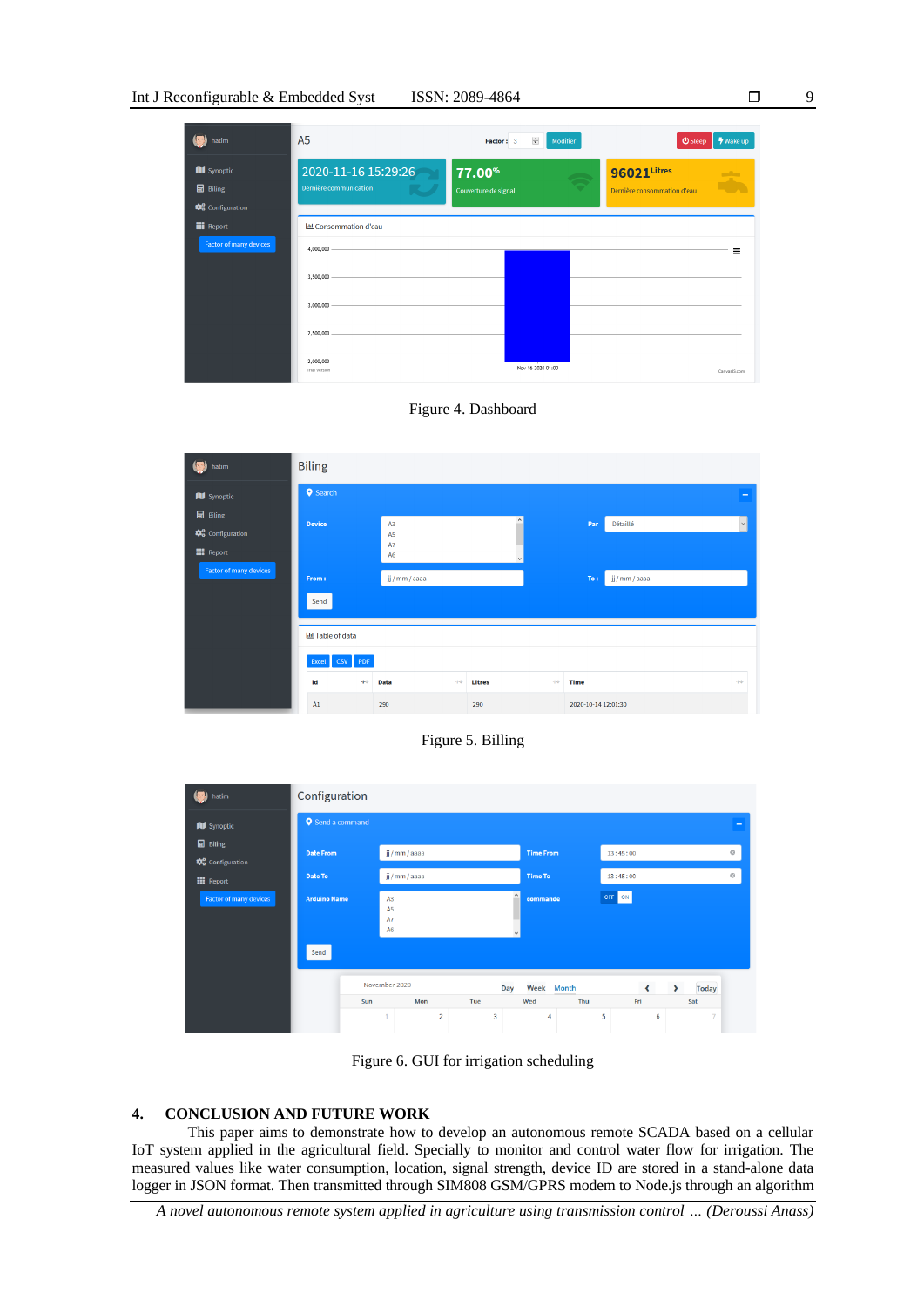Figure 4. Dashboard

Figure 5. Billing

Figure 6. GUI for irrigation scheduling

## 4. CONCLUSION AND FUTURE WORK

This paper aims to demonstrate how to develop an autonomous remote SCADA based on a cellular IoT system applied in the agricultural field. Specially to monitor and control water flow for irrigation. The measured values like water consumption, location, signal strength, device ID are stored in a stand-alone data logger in JSON format. Then transmitted through SIM808 GSM/GPRS modem to Node.js through an algorithm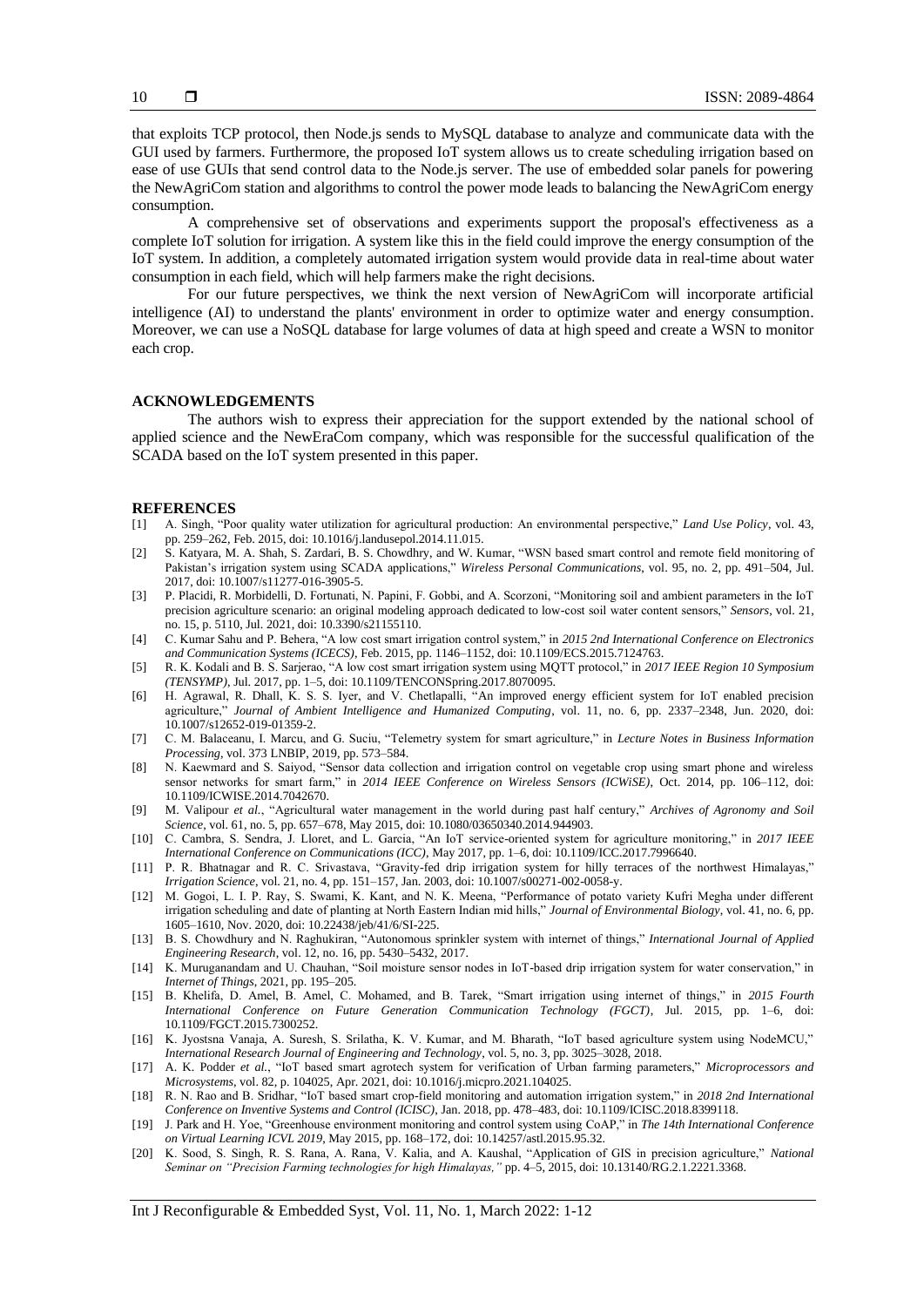that exploits TCP protocol, then Node.js sends to MySQL database to analyze and communicate data with the GUI used by farmers. Furthermore, the proposed IoT system allows us to create scheduling irrigation based on ease of use GUIs that send control data to the Node.js server. The use of embedded solar panels for powering the NewAgriCom station and algorithms to control the power mode leads to balancing the NewAgriCom energy consumption.

A comprehensive set of observations and experiments support the proposal's effectiveness as a complete IoT solution for irrigation. A system like this in the field could improve the energy consumption of the IoT system. In addition, a completely automated irrigation system would provide data in real-time about water consumption in each field, which will help farmers make the right decisions.

For our future perspectives, we think the next version of NewAgriCom will incorporate artificial intelligence (AI) to understand the plants' environment in order to optimize water and energy consumption. Moreover, we can use a NoSQL database for large volumes of data at high speed and create a WSN to monitor each crop.

## ACKNOWLEDGEMENTS

The authors wish to express their appreciation for the support extended by the national school of applied science and the NewEraCom company, which was responsible for the successful qualification of the SCADA based on the IoT system presented in this paper.

## REFERENCES

[1] A. Singh, "Poor quality water utilization for agricultural production: An environmental perspective," *Land Use Policy*, vol. 43, pp. 259–262, Feb. 2015, doi: 10.1016/j.landusepol.2014.11.015.

[2] S. Katyara, M. A. Shah, S. Zardari, B. S. Chowdhry, and W. Kumar, "WSN based smart control and remote field monitoring of Pakistan's irrigation system using SCADA applications," *Wireless Personal Communications*, vol. 95, no. 2, pp. 491–504, Jul. 2017, doi: 10.1007/s11277-016-3905-5.

[3] P. Placidi, R. Morbidelli, D. Fortunati, N. Papini, F. Gobbi, and A. Scorzoni, "Monitoring soil and ambient parameters in the IoT precision agriculture scenario: an original modeling approach dedicated to low-cost soil water content sensors," *Sensors*, vol. 21, no. 15, p. 5110, Jul. 2021, doi: 10.3390/s21155110.

[4] C. Kumar Sahu and P. Behera, "A low cost smart irrigation control system," in *2015 2nd International Conference on Electronics and Communication Systems (ICECS)*, Feb. 2015, pp. 1146–1152, doi: 10.1109/ECS.2015.7124763.

[5] R. K. Kodali and B. S. Sarjerao, "A low cost smart irrigation system using MQTT protocol," in *2017 IEEE Region 10 Symposium (TENSYMP)*, Jul. 2017, pp. 1–5, doi: 10.1109/TENCONSpring.2017.8070095.

[6] H. Agrawal, R. Dhall, K. S. S. Iyer, and V. Chetlapalli, "An improved energy efficient system for IoT enabled precision agriculture," *Journal of Ambient Intelligence and Humanized Computing*, vol. 11, no. 6, pp. 2337–2348, Jun. 2020, doi: 10.1007/s12652-019-01359-2.

[7] C. M. Balaceanu, I. Marcu, and G. Suciu, "Telemetry system for smart agriculture," in *Lecture Notes in Business Information Processing*, vol. 373 LNBIP, 2019, pp. 573–584.

[8] N. Kaewmard and S. Saiyod, "Sensor data collection and irrigation control on vegetable crop using smart phone and wireless sensor networks for smart farm," in *2014 IEEE Conference on Wireless Sensors (ICWiSE)*, Oct. 2014, pp. 106–112, doi: 10.1109/ICWISE.2014.7042670.

[9] M. Valipour *et al.*, "Agricultural water management in the world during past half century," *Archives of Agronomy and Soil Science*, vol. 61, no. 5, pp. 657–678, May 2015, doi: 10.1080/03650340.2014.944903.

[10] C. Cambra, S. Sendra, J. Lloret, and L. Garcia, "An IoT service-oriented system for agriculture monitoring," in *2017 IEEE International Conference on Communications (ICC)*, May 2017, pp. 1–6, doi: 10.1109/ICC.2017.7996640.

[11] P. R. Bhatnagar and R. C. Srivastava, "Gravity-fed drip irrigation system for hilly terraces of the northwest Himalayas," *Irrigation Science*, vol. 21, no. 4, pp. 151–157, Jan. 2003, doi: 10.1007/s00271-002-0058-y.

[12] M. Gogoi, L. I. P. Ray, S. Swami, K. Kant, and N. K. Meena, "Performance of potato variety Kufri Megha under different irrigation scheduling and date of planting at North Eastern Indian mid hills," *Journal of Environmental Biology*, vol. 41, no. 6, pp. 1605–1610, Nov. 2020, doi: 10.22438/jeb/41/6/SI-225.

[13] B. S. Chowdhury and N. Raghukiran, "Autonomous sprinkler system with internet of things," *International Journal of Applied Engineering Research*, vol. 12, no. 16, pp. 5430–5432, 2017.

[14] K. Muruganandam and U. Chauhan, "Soil moisture sensor nodes in IoT-based drip irrigation system for water conservation," in *Internet of Things*, 2021, pp. 195–205.

[15] B. Khelifa, D. Amel, B. Amel, C. Mohamed, and B. Tarek, "Smart irrigation using internet of things," in *2015 Fourth International Conference on Future Generation Communication Technology (FGCT)*, Jul. 2015, pp. 1–6, doi: 10.1109/FGCT.2015.7300252.

[16] K. Jyostsna Vanaja, A. Suresh, S. Srilatha, K. V. Kumar, and M. Bharath, "IoT based agriculture system using NodeMCU," *International Research Journal of Engineering and Technology*, vol. 5, no. 3, pp. 3025–3028, 2018.

[17] A. K. Podder *et al.*, "IoT based smart agrotech system for verification of Urban farming parameters," *Microprocessors and Microsystems*, vol. 82, p. 104025, Apr. 2021, doi: 10.1016/j.micpro.2021.104025.

[18] R. N. Rao and B. Sridhar, "IoT based smart crop-field monitoring and automation irrigation system," in *2018 2nd International Conference on Inventive Systems and Control (ICISC)*, Jan. 2018, pp. 478–483, doi: 10.1109/ICISC.2018.8399118.

[19] J. Park and H. Yoe, "Greenhouse environment monitoring and control system using CoAP," in *The 14th International Conference on Virtual Learning ICVL 2019*, May 2015, pp. 168–172, doi: 10.14257/astl.2015.95.32.

[20] K. Sood, S. Singh, R. S. Rana, A. Rana, V. Kalia, and A. Kaushal, "Application of GIS in precision agriculture," *National Seminar on "Precision Farming technologies for high Himalayas,"* pp. 4–5, 2015, doi: 10.13140/RG.2.1.2221.3368.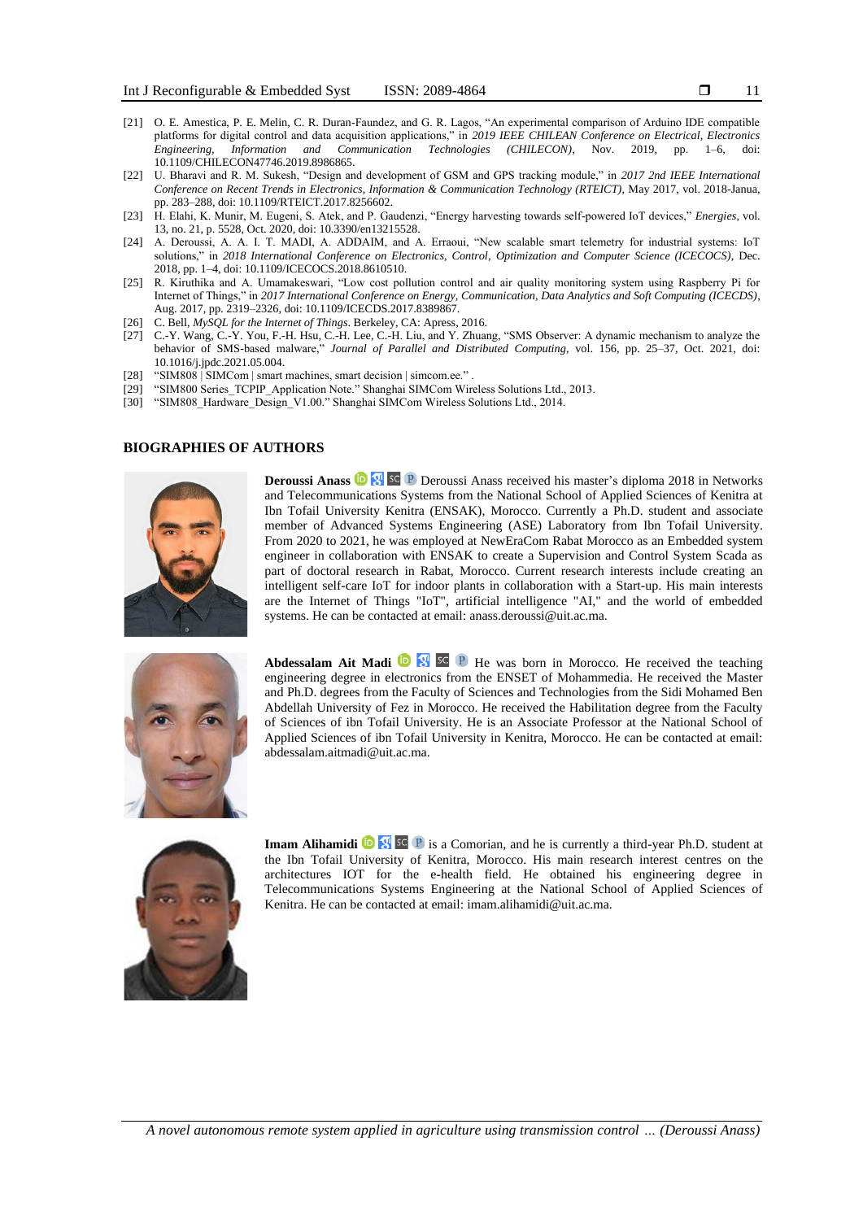[21] O. E. Amestica, P. E. Melin, C. R. Duran-Faundez, and G. R. Lagos, "An experimental comparison of Arduino IDE compatible platforms for digital control and data acquisition applications," in *2019 IEEE CHILEAN Conference on Electrical, Electronics Engineering, Information and Communication Technologies (CHILECON)*, Nov. 2019, pp. 1–6, doi: 10.1109/CHILECON47746.2019.8986865.

[22] U. Bharavi and R. M. Sukesh, "Design and development of GSM and GPS tracking module," in *2017 2nd IEEE International Conference on Recent Trends in Electronics, Information & Communication Technology (RTEICT)*, May 2017, vol. 2018-Janua, pp. 283–288, doi: 10.1109/RTEICT.2017.8256602.

[23] H. Elahi, K. Munir, M. Eugeni, S. Atek, and P. Gaudenzi, "Energy harvesting towards self-powered IoT devices," *Energies*, vol. 13, no. 21, p. 5528, Oct. 2020, doi: 10.3390/en13215528.

[24] A. Deroussi, A. A. I. T. MADI, A. ADDAIM, and A. Erraoui, "New scalable smart telemetry for industrial systems: IoT solutions," in *2018 International Conference on Electronics, Control, Optimization and Computer Science (ICECOCS)*, Dec. 2018, pp. 1–4, doi: 10.1109/ICECOCS.2018.8610510.

[25] R. Kiruthika and A. Umamakeswari, "Low cost pollution control and air quality monitoring system using Raspberry Pi for Internet of Things," in *2017 International Conference on Energy, Communication, Data Analytics and Soft Computing (ICECDS)*, Aug. 2017, pp. 2319–2326, doi: 10.1109/ICECDS.2017.8389867.

[26] C. Bell, *MySQL for the Internet of Things*. Berkeley, CA: Apress, 2016.

[27] C.-Y. Wang, C.-Y. You, F.-H. Hsu, C.-H. Lee, C.-H. Liu, and Y. Zhuang, "SMS Observer: A dynamic mechanism to analyze the behavior of SMS-based malware," *Journal of Parallel and Distributed Computing*, vol. 156, pp. 25–37, Oct. 2021, doi: 10.1016/j.jpdc.2021.05.004.

[28] "SIM808 | SIMCom | smart machines, smart decision | simcom.ee." .

[29] "SIM800 Series_TCPIP_Application Note." Shanghai SIMCom Wireless Solutions Ltd., 2013.

[30] "SIM808_Hardware_Design_V1.00." Shanghai SIMCom Wireless Solutions Ltd., 2014.

## BIOGRAPHIES OF AUTHORS

**Deroussi Anass** Deroussi Anass received his master's diploma 2018 in Networks and Telecommunications Systems from the National School of Applied Sciences of Kenitra at Ibn Tofail University Kenitra (ENSAK), Morocco. Currently a Ph.D. student and associate member of Advanced Systems Engineering (ASE) Laboratory from Ibn Tofail University. From 2020 to 2021, he was employed at NewEraCom Rabat Morocco as an Embedded system engineer in collaboration with ENSAK to create a Supervision and Control System Scada as part of doctoral research in Rabat, Morocco. Current research interests include creating an intelligent self-care IoT for indoor plants in collaboration with a Start-up. His main interests are the Internet of Things "IoT", artificial intelligence "AI," and the world of embedded systems. He can be contacted at email: anass.deroussi@uit.ac.ma.

**Abdessalam Ait Madi** He was born in Morocco. He received the teaching engineering degree in electronics from the ENSET of Mohammedia. He received the Master and Ph.D. degrees from the Faculty of Sciences and Technologies from the Sidi Mohamed Ben Abdellah University of Fez in Morocco. He received the Habilitation degree from the Faculty of Sciences of ibn Tofail University. He is an Associate Professor at the National School of Applied Sciences of ibn Tofail University in Kenitra, Morocco. He can be contacted at email: abdessalam.aitmadi@uit.ac.ma.

**Imam Alihamidi** is a Comorian, and he is currently a third-year Ph.D. student at the Ibn Tofail University of Kenitra, Morocco. His main research interest centres on the architectures IOT for the e-health field. He obtained his engineering degree in Telecommunications Systems Engineering at the National School of Applied Sciences of Kenitra. He can be contacted at email: imam.alihamidi@uit.ac.ma.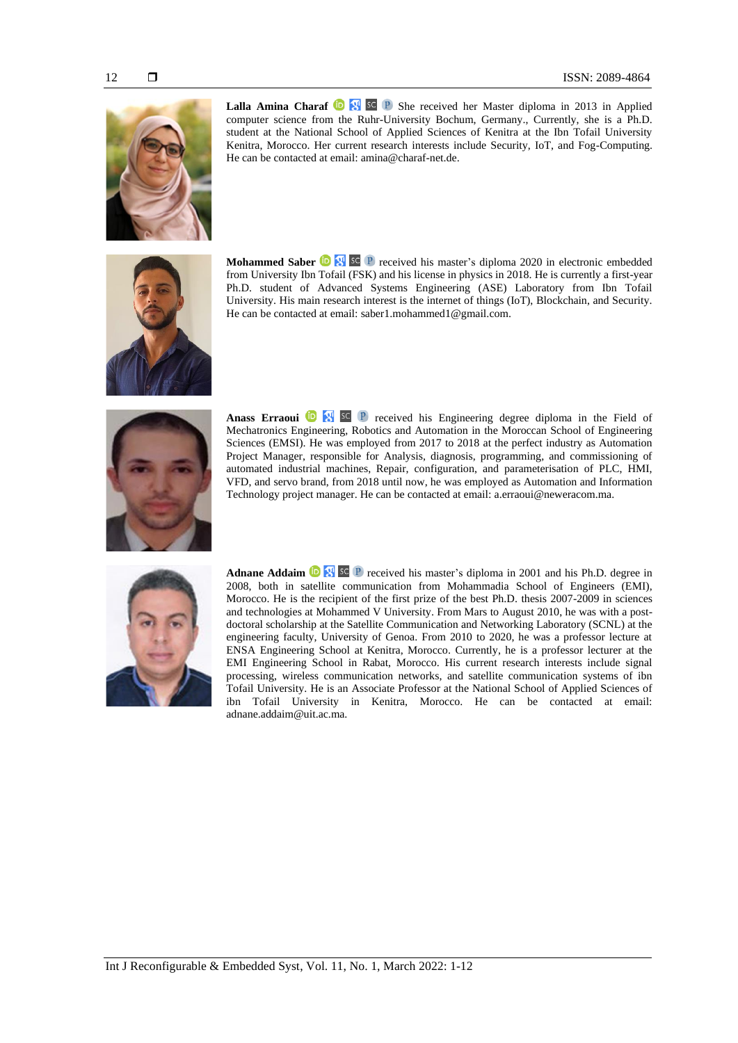**Lalla Amina Charaf** She received her Master diploma in 2013 in Applied computer science from the Ruhr-University Bochum, Germany., Currently, she is a Ph.D. student at the National School of Applied Sciences of Kenitra at the Ibn Tofail University Kenitra, Morocco. Her current research interests include Security, IoT, and Fog-Computing. He can be contacted at email: amina@charaf-net.de.

**Mohammed Saber** received his master's diploma 2020 in electronic embedded from University Ibn Tofail (FSK) and his license in physics in 2018. He is currently a first-year Ph.D. student of Advanced Systems Engineering (ASE) Laboratory from Ibn Tofail University. His main research interest is the internet of things (IoT), Blockchain, and Security. He can be contacted at email: saber1.mohammed1@gmail.com.

**Anass Erraoui** received his Engineering degree diploma in the Field of Mechatronics Engineering, Robotics and Automation in the Moroccan School of Engineering Sciences (EMSI). He was employed from 2017 to 2018 at the perfect industry as Automation Project Manager, responsible for Analysis, diagnosis, programming, and commissioning of automated industrial machines, Repair, configuration, and parameterisation of PLC, HMI, VFD, and servo brand, from 2018 until now, he was employed as Automation and Information Technology project manager. He can be contacted at email: a.erraoui@neweracom.ma.

**Adnane Addaim** received his master's diploma in 2001 and his Ph.D. degree in 2008, both in satellite communication from Mohammadia School of Engineers (EMI), Morocco. He is the recipient of the first prize of the best Ph.D. thesis 2007-2009 in sciences and technologies at Mohammed V University. From Mars to August 2010, he was with a post-doctoral scholarship at the Satellite Communication and Networking Laboratory (SCNL) at the engineering faculty, University of Genoa. From 2010 to 2020, he was a professor lecture at ENSA Engineering School at Kenitra, Morocco. Currently, he is a professor lecturer at the EMI Engineering School in Rabat, Morocco. His current research interests include signal processing, wireless communication networks, and satellite communication systems of ibn Tofail University. He is an Associate Professor at the National School of Applied Sciences of ibn Tofail University in Kenitra, Morocco. He can be contacted at email: adnane.addaim@uit.ac.ma.